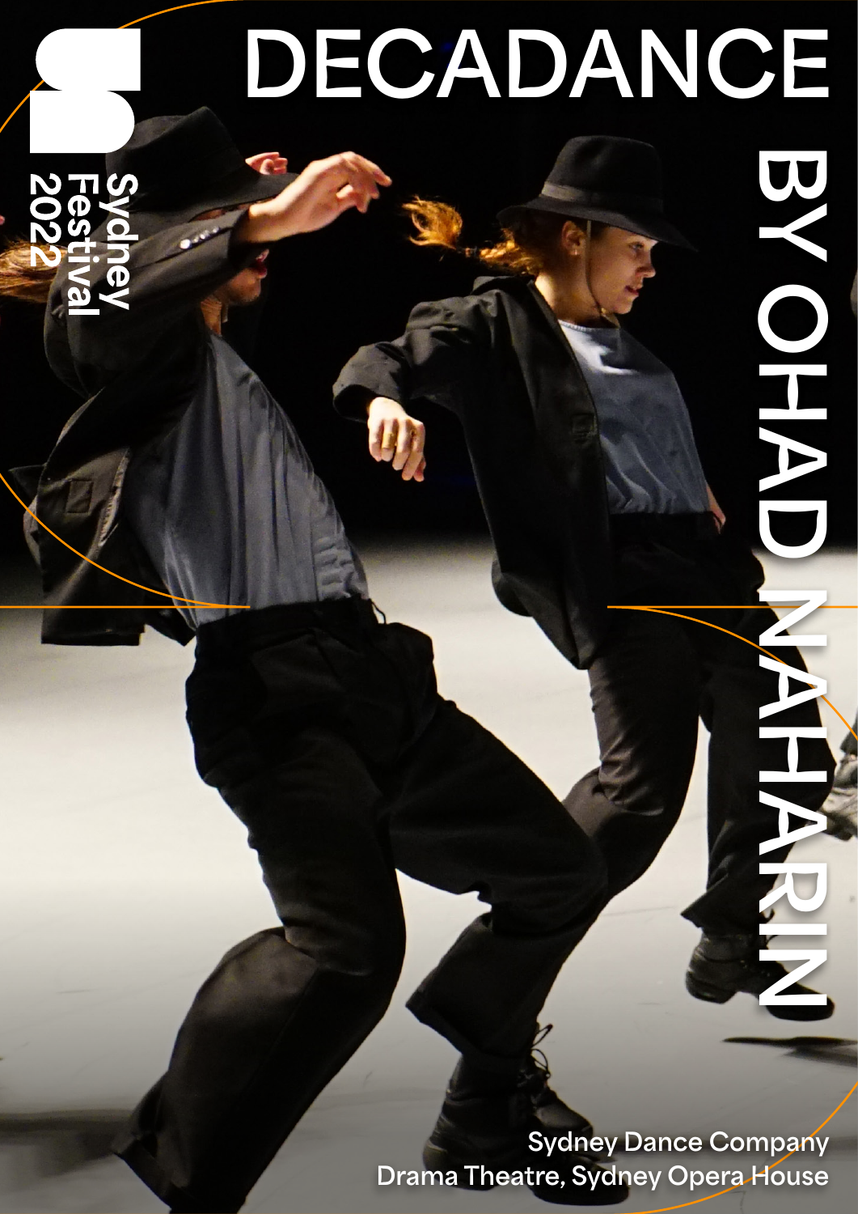Sydney Festival 2022

# DECADANCE

## BY OHAD NAHARIN

Sydney Dance Company
Drama Theatre, Sydney Opera House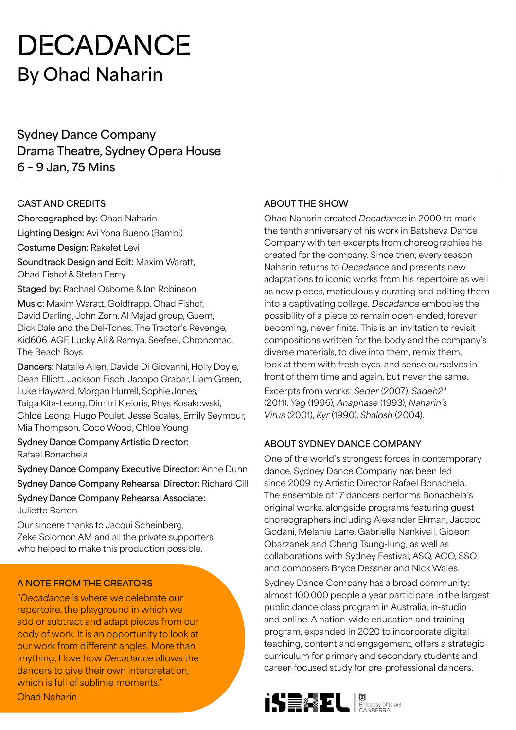# DECADANCE

## By Ohad Naharin

Sydney Dance Company
Drama Theatre, Sydney Opera House
6 - 9 Jan, 75 Mins

### CAST AND CREDITS

**Choreographed by:** Ohad Naharin

**Lighting Design:** Avi Yona Bueno (Bambi)

**Costume Design:** Rakefet Levi

**Soundtrack Design and Edit:** Maxim Waratt, Ohad Fishof & Stefan Ferry

**Staged by:** Rachael Osborne & Ian Robinson

**Music:** Maxim Waratt, Goldfrapp, Ohad Fishof, David Darling, John Zorn, Al Majad group, Guem, Dick Dale and the Del-Tones, The Tractor's Revenge, Kid606, AGF, Lucky Ali & Ramya, Seefeel, Chronomad, The Beach Boys

**Dancers:** Natalie Allen, Davide Di Giovanni, Holly Doyle, Dean Elliott, Jackson Fisch, Jacopo Grabar, Liam Green, Luke Hayward, Morgan Hurrell, Sophie Jones, Taiga Kita-Leong, Dimitri Kleioris, Rhys Kosakowski, Chloe Leong, Hugo Poulet, Jesse Scales, Emily Seymour, Mia Thompson, Coco Wood, Chloe Young

**Sydney Dance Company Artistic Director:** Rafael Bonachela

**Sydney Dance Company Executive Director:** Anne Dunn

**Sydney Dance Company Rehearsal Director:** Richard Cilli

**Sydney Dance Company Rehearsal Associate:** Juliette Barton

Our sincere thanks to Jacqui Scheinberg, Zeke Solomon AM and all the private supporters who helped to make this production possible.

### A NOTE FROM THE CREATORS

"*Decadance* is where we celebrate our repertoire, the playground in which we add or subtract and adapt pieces from our body of work. It is an opportunity to look at our work from different angles. More than anything, I love how *Decadance* allows the dancers to give their own interpretation, which is full of sublime moments."

Ohad Naharin

### ABOUT THE SHOW

Ohad Naharin created *Decadance* in 2000 to mark the tenth anniversary of his work in Batsheva Dance Company with ten excerpts from choreographies he created for the company. Since then, every season Naharin returns to *Decadance* and presents new adaptations to iconic works from his repertoire as well as new pieces, meticulously curating and editing them into a captivating collage. *Decadance* embodies the possibility of a piece to remain open-ended, forever becoming, never finite. This is an invitation to revisit compositions written for the body and the company's diverse materials, to dive into them, remix them, look at them with fresh eyes, and sense ourselves in front of them time and again, but never the same.

Excerpts from works: *Seder* (2007), *Sadeh21* (2011), *Yag* (1996), *Anaphase* (1993), *Naharin's Virus* (2001), *Kyr* (1990), *Shalosh* (2004).

### ABOUT SYDNEY DANCE COMPANY

One of the world's strongest forces in contemporary dance, Sydney Dance Company has been led since 2009 by Artistic Director Rafael Bonachela. The ensemble of 17 dancers performs Bonachela's original works, alongside programs featuring guest choreographers including Alexander Ekman, Jacopo Godani, Melanie Lane, Gabrielle Nankivell, Gideon Obarzanek and Cheng Tsung-lung, as well as collaborations with Sydney Festival, ASQ, ACO, SSO and composers Bryce Dessner and Nick Wales.

Sydney Dance Company has a broad community: almost 100,000 people a year participate in the largest public dance class program in Australia, in-studio and online. A nation-wide education and training program, expanded in 2020 to incorporate digital teaching, content and engagement, offers a strategic curriculum for primary and secondary students and career-focused study for pre-professional dancers.

ISRAEL | Embassy of Israel CANBERRA